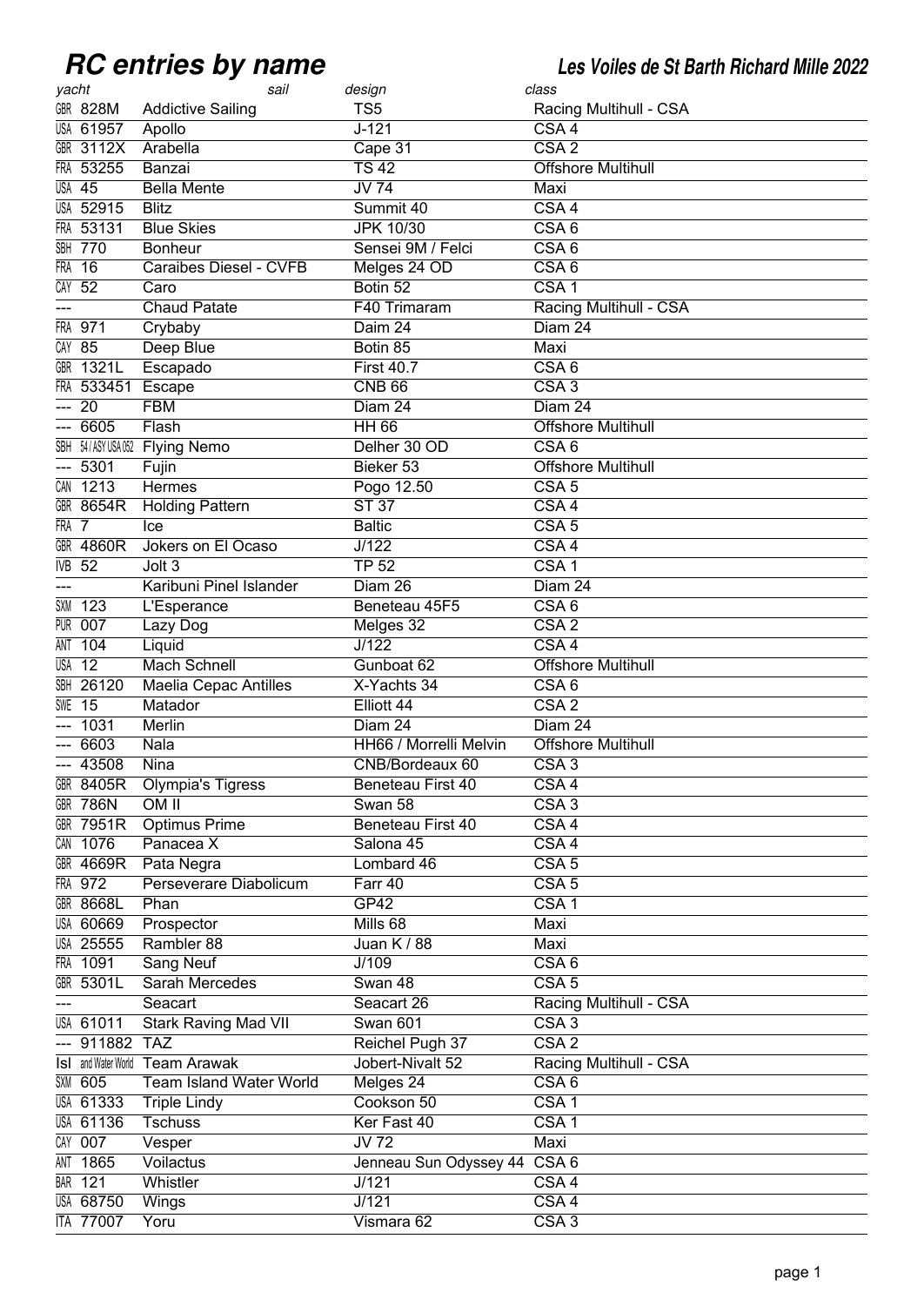# RC entries by name

***Les Voiles de St Barth Richard Mille 2022***

| yacht | sail | design | class |
|---|---|---|---|
| GBR 828M | Addictive Sailing | TS5 | Racing Multihull - CSA |
| USA 61957 | Apollo | J-121 | CSA 4 |
| GBR 3112X | Arabella | Cape 31 | CSA 2 |
| FRA 53255 | Banzai | TS 42 | Offshore Multihull |
| USA 45 | Bella Mente | JV 74 | Maxi |
| USA 52915 | Blitz | Summit 40 | CSA 4 |
| FRA 53131 | Blue Skies | JPK 10/30 | CSA 6 |
| SBH 770 | Bonheur | Sensei 9M / Felci | CSA 6 |
| FRA 16 | Caraibes Diesel - CVFB | Melges 24 OD | CSA 6 |
| CAY 52 | Caro | Botin 52 | CSA 1 |
| --- | Chaud Patate | F40 Trimaram | Racing Multihull - CSA |
| FRA 971 | Crybaby | Daim 24 | Diam 24 |
| CAY 85 | Deep Blue | Botin 85 | Maxi |
| GBR 1321L | Escapado | First 40.7 | CSA 6 |
| FRA 533451 | Escape | CNB 66 | CSA 3 |
| --- 20 | FBM | Diam 24 | Diam 24 |
| --- 6605 | Flash | HH 66 | Offshore Multihull |
| SBH 54 / ASY USA 052 | Flying Nemo | Delher 30 OD | CSA 6 |
| --- 5301 | Fujin | Bieker 53 | Offshore Multihull |
| CAN 1213 | Hermes | Pogo 12.50 | CSA 5 |
| GBR 8654R | Holding Pattern | ST 37 | CSA 4 |
| FRA 7 | Ice | Baltic | CSA 5 |
| GBR 4860R | Jokers on El Ocaso | J/122 | CSA 4 |
| IVB 52 | Jolt 3 | TP 52 | CSA 1 |
| --- | Karibuni Pinel Islander | Diam 26 | Diam 24 |
| SXM 123 | L'Esperance | Beneteau 45F5 | CSA 6 |
| PUR 007 | Lazy Dog | Melges 32 | CSA 2 |
| ANT 104 | Liquid | J/122 | CSA 4 |
| USA 12 | Mach Schnell | Gunboat 62 | Offshore Multihull |
| SBH 26120 | Maelia Cepac Antilles | X-Yachts 34 | CSA 6 |
| SWE 15 | Matador | Elliott 44 | CSA 2 |
| --- 1031 | Merlin | Diam 24 | Diam 24 |
| --- 6603 | Nala | HH66 / Morrelli Melvin | Offshore Multihull |
| --- 43508 | Nina | CNB/Bordeaux 60 | CSA 3 |
| GBR 8405R | Olympia's Tigress | Beneteau First 40 | CSA 4 |
| GBR 786N | OM II | Swan 58 | CSA 3 |
| GBR 7951R | Optimus Prime | Beneteau First 40 | CSA 4 |
| CAN 1076 | Panacea X | Salona 45 | CSA 4 |
| GBR 4669R | Pata Negra | Lombard 46 | CSA 5 |
| FRA 972 | Perseverare Diabolicum | Farr 40 | CSA 5 |
| GBR 8668L | Phan | GP42 | CSA 1 |
| USA 60669 | Prospector | Mills 68 | Maxi |
| USA 25555 | Rambler 88 | Juan K / 88 | Maxi |
| FRA 1091 | Sang Neuf | J/109 | CSA 6 |
| GBR 5301L | Sarah Mercedes | Swan 48 | CSA 5 |
| --- | Seacart | Seacart 26 | Racing Multihull - CSA |
| USA 61011 | Stark Raving Mad VII | Swan 601 | CSA 3 |
| --- 911882 | TAZ | Reichel Pugh 37 | CSA 2 |
| Isl and Water World | Team Arawak | Jobert-Nivalt 52 | Racing Multihull - CSA |
| SXM 605 | Team Island Water World | Melges 24 | CSA 6 |
| USA 61333 | Triple Lindy | Cookson 50 | CSA 1 |
| USA 61136 | Tschuss | Ker Fast 40 | CSA 1 |
| CAY 007 | Vesper | JV 72 | Maxi |
| ANT 1865 | Voilactus | Jenneau Sun Odyssey 44 | CSA 6 |
| BAR 121 | Whistler | J/121 | CSA 4 |
| USA 68750 | Wings | J/121 | CSA 4 |
| ITA 77007 | Yoru | Vismara 62 | CSA 3 |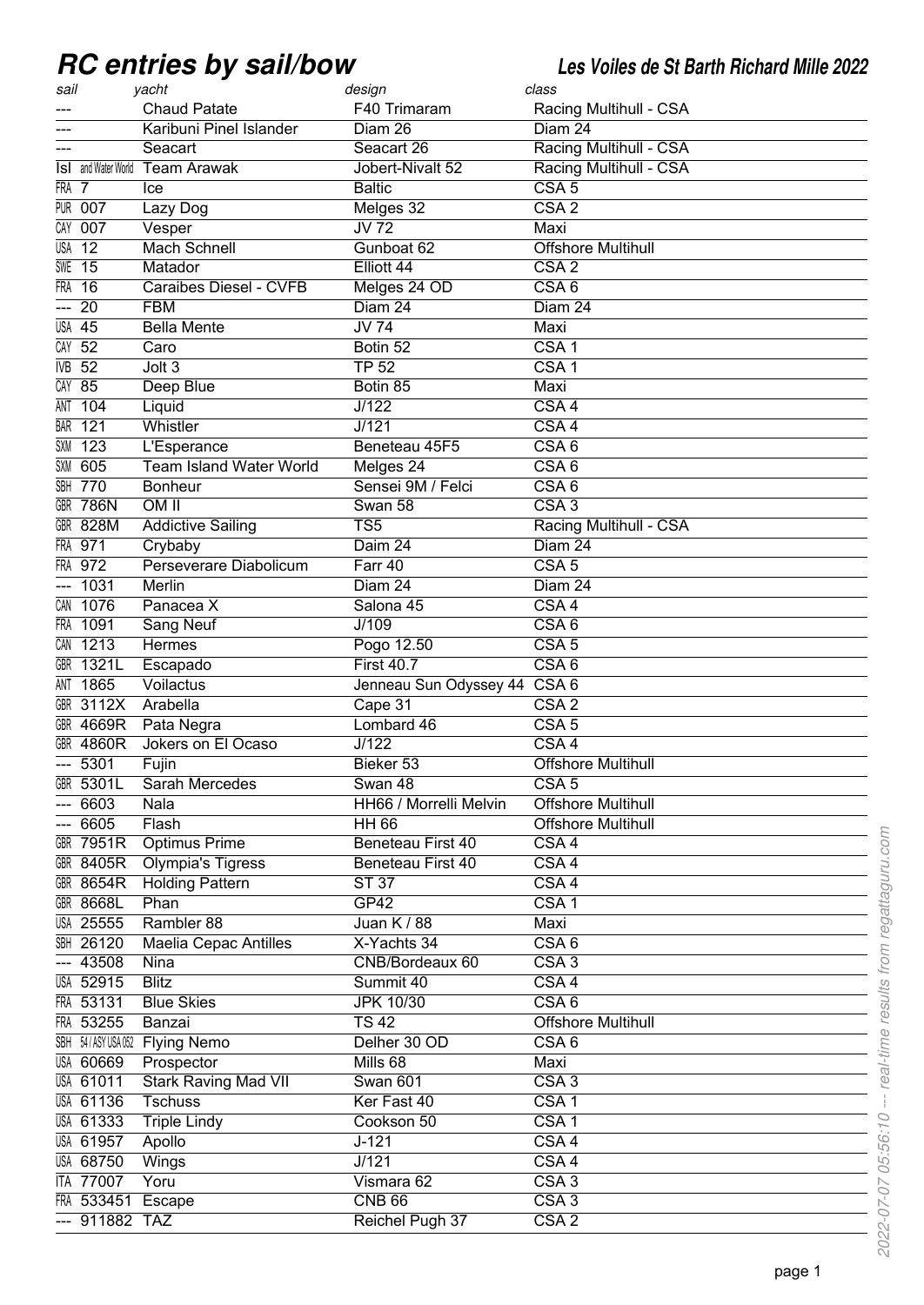# RC entries by sail/bow

***Les Voiles de St Barth Richard Mille 2022***

| sail | | yacht | design | class |
|---|---|---|---|---|
| --- | | Chaud Patate | F40 Trimaram | Racing Multihull - CSA |
| --- | | Karibuni Pinel Islander | Diam 26 | Diam 24 |
| --- | | Seacart | Seacart 26 | Racing Multihull - CSA |
| Isl | and Water World | Team Arawak | Jobert-Nivalt 52 | Racing Multihull - CSA |
| FRA | 7 | Ice | Baltic | CSA 5 |
| PUR | 007 | Lazy Dog | Melges 32 | CSA 2 |
| CAY | 007 | Vesper | JV 72 | Maxi |
| USA | 12 | Mach Schnell | Gunboat 62 | Offshore Multihull |
| SWE | 15 | Matador | Elliott 44 | CSA 2 |
| FRA | 16 | Caraibes Diesel - CVFB | Melges 24 OD | CSA 6 |
| --- | 20 | FBM | Diam 24 | Diam 24 |
| USA | 45 | Bella Mente | JV 74 | Maxi |
| CAY | 52 | Caro | Botin 52 | CSA 1 |
| IVB | 52 | Jolt 3 | TP 52 | CSA 1 |
| CAY | 85 | Deep Blue | Botin 85 | Maxi |
| ANT | 104 | Liquid | J/122 | CSA 4 |
| BAR | 121 | Whistler | J/121 | CSA 4 |
| SXM | 123 | L'Esperance | Beneteau 45F5 | CSA 6 |
| SXM | 605 | Team Island Water World | Melges 24 | CSA 6 |
| SBH | 770 | Bonheur | Sensei 9M / Felci | CSA 6 |
| GBR | 786N | OM II | Swan 58 | CSA 3 |
| GBR | 828M | Addictive Sailing | TS5 | Racing Multihull - CSA |
| FRA | 971 | Crybaby | Daim 24 | Diam 24 |
| FRA | 972 | Perseverare Diabolicum | Farr 40 | CSA 5 |
| --- | 1031 | Merlin | Diam 24 | Diam 24 |
| CAN | 1076 | Panacea X | Salona 45 | CSA 4 |
| FRA | 1091 | Sang Neuf | J/109 | CSA 6 |
| CAN | 1213 | Hermes | Pogo 12.50 | CSA 5 |
| GBR | 1321L | Escapado | First 40.7 | CSA 6 |
| ANT | 1865 | Voilactus | Jenneau Sun Odyssey 44 | CSA 6 |
| GBR | 3112X | Arabella | Cape 31 | CSA 2 |
| GBR | 4669R | Pata Negra | Lombard 46 | CSA 5 |
| GBR | 4860R | Jokers on El Ocaso | J/122 | CSA 4 |
| --- | 5301 | Fujin | Bieker 53 | Offshore Multihull |
| GBR | 5301L | Sarah Mercedes | Swan 48 | CSA 5 |
| --- | 6603 | Nala | HH66 / Morrelli Melvin | Offshore Multihull |
| --- | 6605 | Flash | HH 66 | Offshore Multihull |
| GBR | 7951R | Optimus Prime | Beneteau First 40 | CSA 4 |
| GBR | 8405R | Olympia's Tigress | Beneteau First 40 | CSA 4 |
| GBR | 8654R | Holding Pattern | ST 37 | CSA 4 |
| GBR | 8668L | Phan | GP42 | CSA 1 |
| USA | 25555 | Rambler 88 | Juan K / 88 | Maxi |
| SBH | 26120 | Maelia Cepac Antilles | X-Yachts 34 | CSA 6 |
| --- | 43508 | Nina | CNB/Bordeaux 60 | CSA 3 |
| USA | 52915 | Blitz | Summit 40 | CSA 4 |
| FRA | 53131 | Blue Skies | JPK 10/30 | CSA 6 |
| FRA | 53255 | Banzai | TS 42 | Offshore Multihull |
| SBH | 54 / ASY USA 052 | Flying Nemo | Delher 30 OD | CSA 6 |
| USA | 60669 | Prospector | Mills 68 | Maxi |
| USA | 61011 | Stark Raving Mad VII | Swan 601 | CSA 3 |
| USA | 61136 | Tschuss | Ker Fast 40 | CSA 1 |
| USA | 61333 | Triple Lindy | Cookson 50 | CSA 1 |
| USA | 61957 | Apollo | J-121 | CSA 4 |
| USA | 68750 | Wings | J/121 | CSA 4 |
| ITA | 77007 | Yoru | Vismara 62 | CSA 3 |
| FRA | 533451 | Escape | CNB 66 | CSA 3 |
| --- | 911882 | TAZ | Reichel Pugh 37 | CSA 2 |